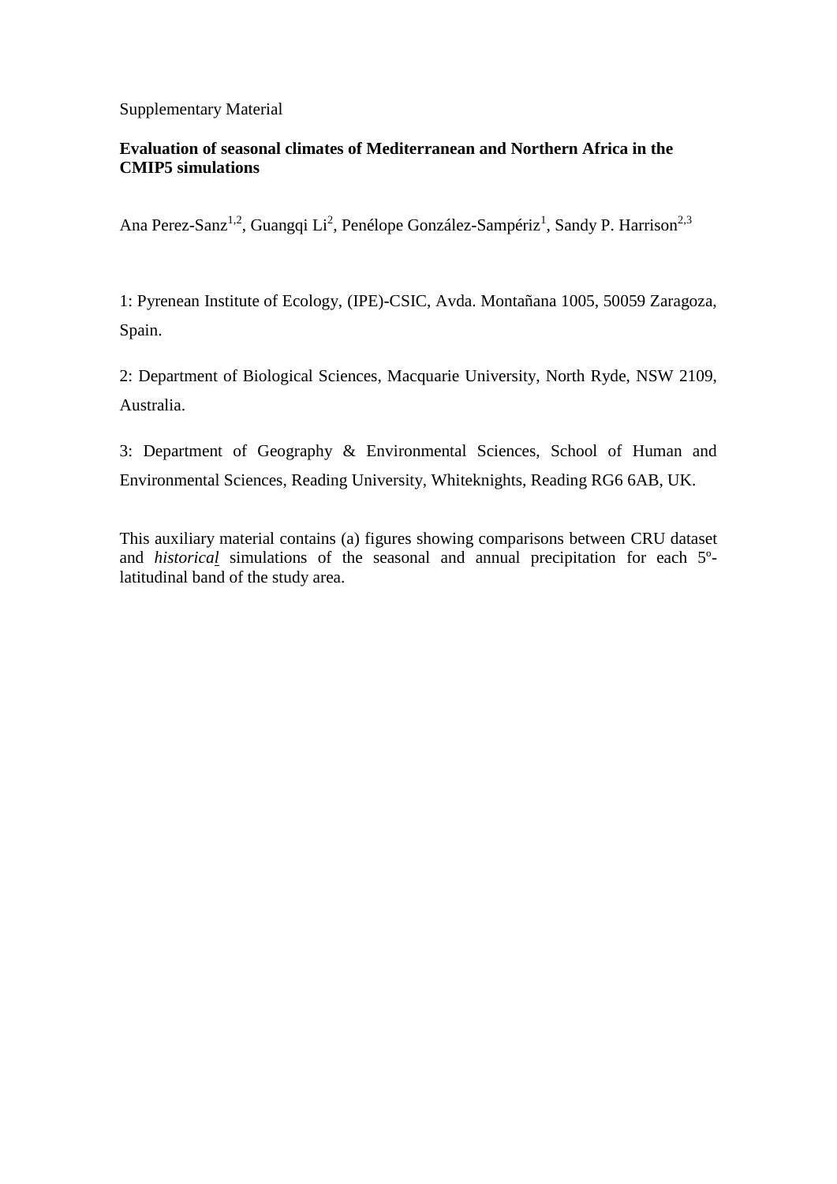Supplementary Material

**Evaluation of seasonal climates of Mediterranean and Northern Africa in the CMIP5 simulations**

Ana Perez-Sanz[1,2], Guangqi Li[2], Penélope González-Sampériz[1], Sandy P. Harrison[2,3]

1: Pyrenean Institute of Ecology, (IPE)-CSIC, Avda. Montañana 1005, 50059 Zaragoza, Spain.

2: Department of Biological Sciences, Macquarie University, North Ryde, NSW 2109, Australia.

3: Department of Geography & Environmental Sciences, School of Human and Environmental Sciences, Reading University, Whiteknights, Reading RG6 6AB, UK.

This auxiliary material contains (a) figures showing comparisons between CRU dataset and *historical* simulations of the seasonal and annual precipitation for each 5º-latitudinal band of the study area.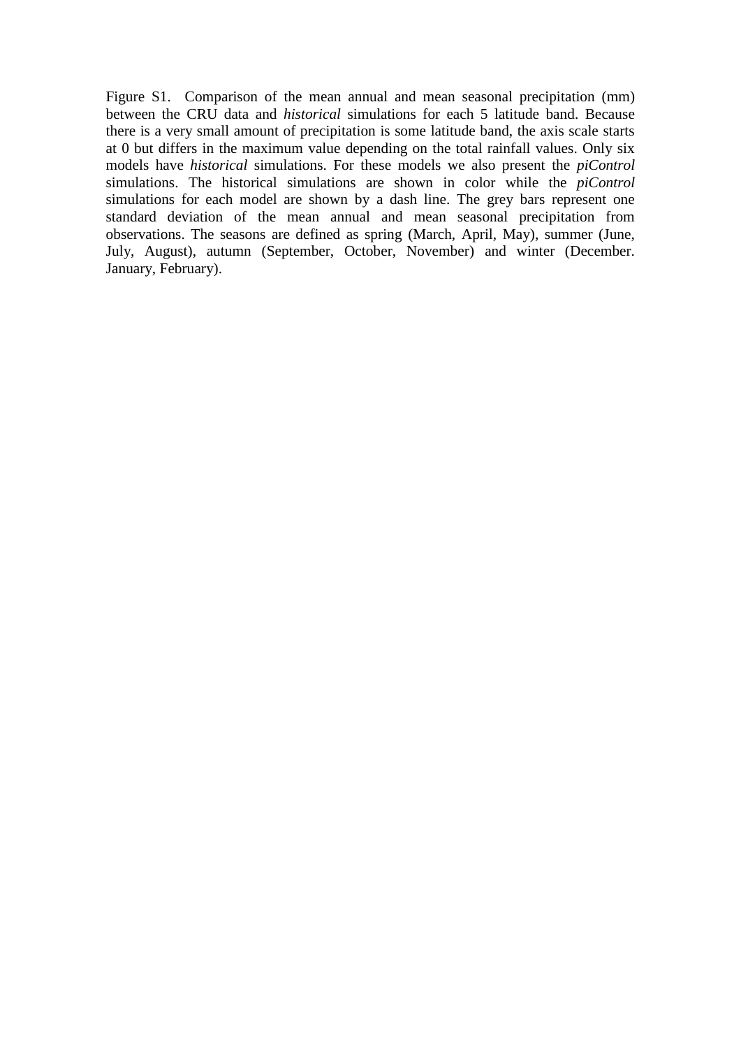Figure S1. Comparison of the mean annual and mean seasonal precipitation (mm) between the CRU data and *historical* simulations for each 5 latitude band. Because there is a very small amount of precipitation is some latitude band, the axis scale starts at 0 but differs in the maximum value depending on the total rainfall values. Only six models have *historical* simulations. For these models we also present the *piControl* simulations. The historical simulations are shown in color while the *piControl* simulations for each model are shown by a dash line. The grey bars represent one standard deviation of the mean annual and mean seasonal precipitation from observations. The seasons are defined as spring (March, April, May), summer (June, July, August), autumn (September, October, November) and winter (December. January, February).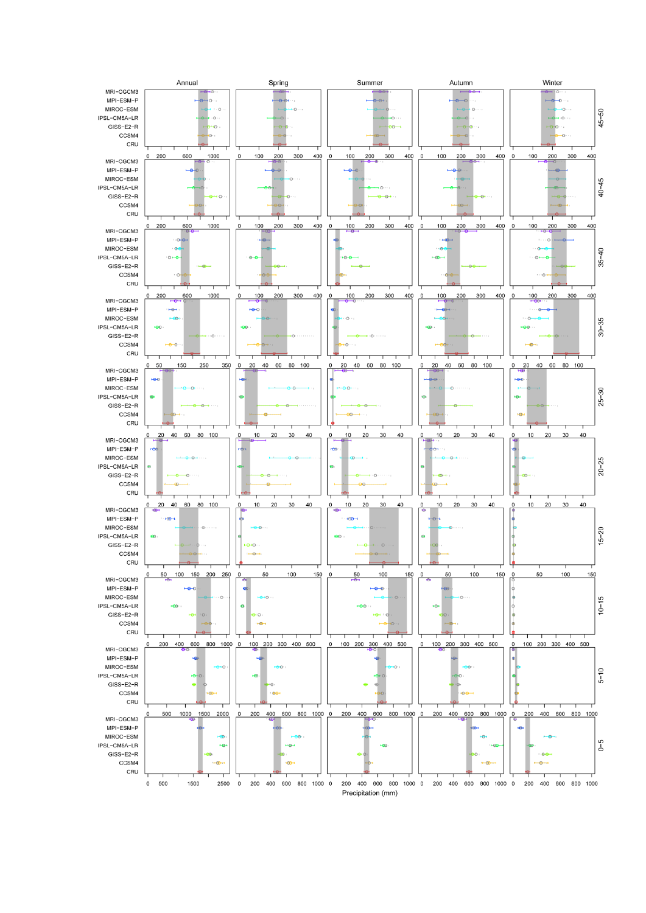Annual
Spring
Summer
Autumn
Winter

MRI-CGCM3
MPI-ESM-P
MIROC-ESM
IPSL-CM5A-LR
GISS-E2-R
CCSM4
CRU

45–50
0 200 600 1000
0 100 200 300 400
0 100 200 300 400
0 100 200 300 400
0 100 200 300 400

40–45
0 200 600 1000
0 100 200 300 400
0 100 200 300 400
0 100 200 300 400
0 100 200 300 400

35–40
0 200 600 1000
0 100 200 300 400
0 100 200 300 400
0 100 200 300 400
0 100 200 300 400

30–35
0 50 150 250 350
0 20 40 60 80 100
0 20 40 60 80 100
0 20 40 60 80 100
0 20 40 60 80 100

25–30
0 20 40 60 80 100
0 10 20 30 40
0 10 20 30 40
0 10 20 30 40
0 10 20 30 40

20–25
0 20 40 60 80 100
0 10 20 30 40
0 10 20 30 40
0 10 20 30 40
0 10 20 30 40

15–20
0 50 100 150 200 250
0 50 100 150
0 50 100 150
0 50 100 150
0 50 100 150

10–15
0 200 400 600 800 1000
0 100 200 300 400 500
0 100 200 300 400 500
0 100 200 300 400 500
0 100 200 300 400 500

5–10
0 500 1000 1500 2000
0 200 400 600 800 1000
0 200 400 600 800 1000
0 200 400 600 800 1000
0 200 400 600 800 1000

0–5
0 500 1500 2500
0 200 400 600 800 1000
0 200 400 600 800 1000
0 200 400 600 800 1000
0 200 400 600 800 1000

Precipitation (mm)